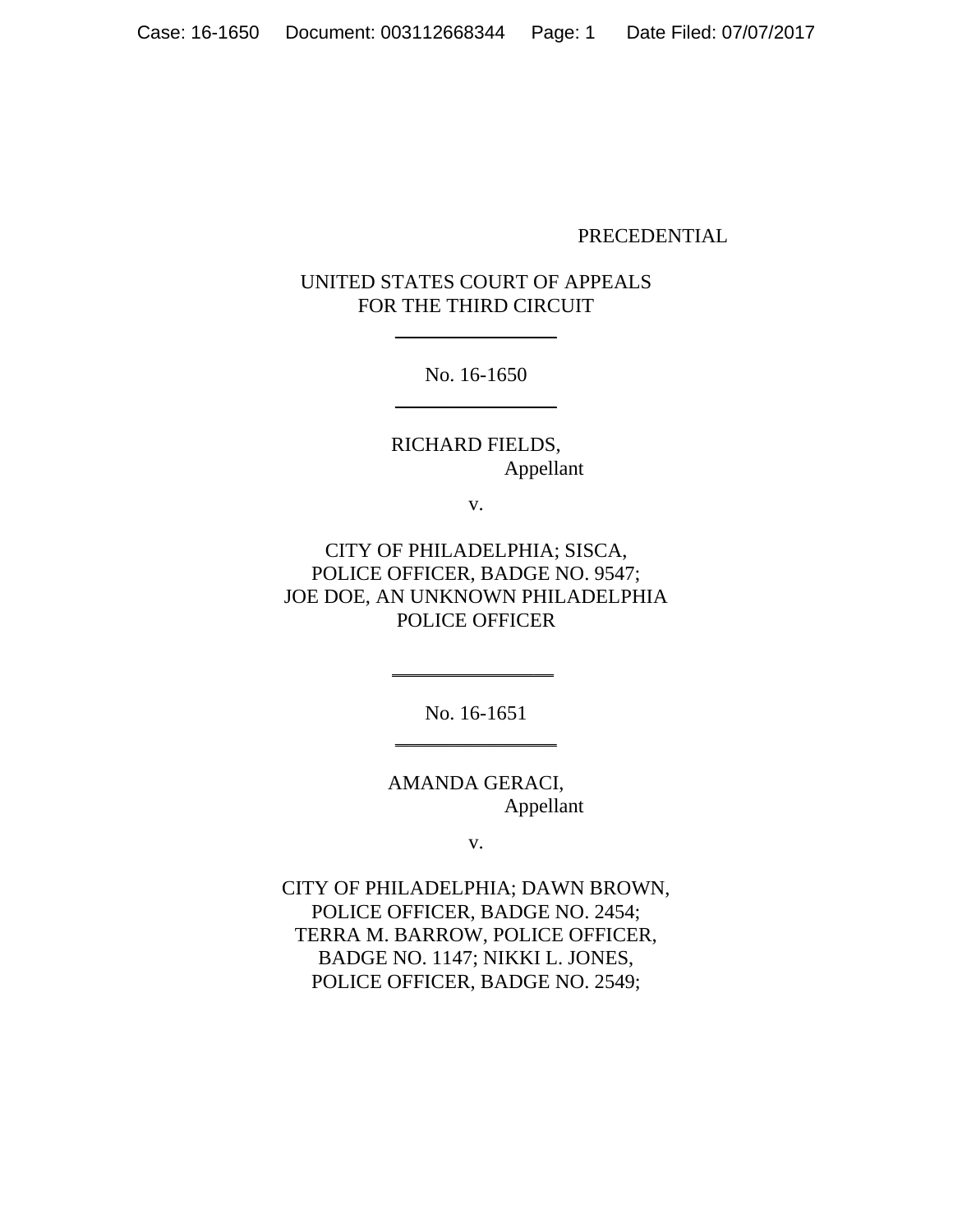PRECEDENTIAL

UNITED STATES COURT OF APPEALS
FOR THE THIRD CIRCUIT

---

No. 16-1650

---

RICHARD FIELDS,
Appellant

v.

CITY OF PHILADELPHIA; SISCA,
POLICE OFFICER, BADGE NO. 9547;
JOE DOE, AN UNKNOWN PHILADELPHIA
POLICE OFFICER

---

No. 16-1651

---

AMANDA GERACI,
Appellant

v.

CITY OF PHILADELPHIA; DAWN BROWN,
POLICE OFFICER, BADGE NO. 2454;
TERRA M. BARROW, POLICE OFFICER,
BADGE NO. 1147; NIKKI L. JONES,
POLICE OFFICER, BADGE NO. 2549;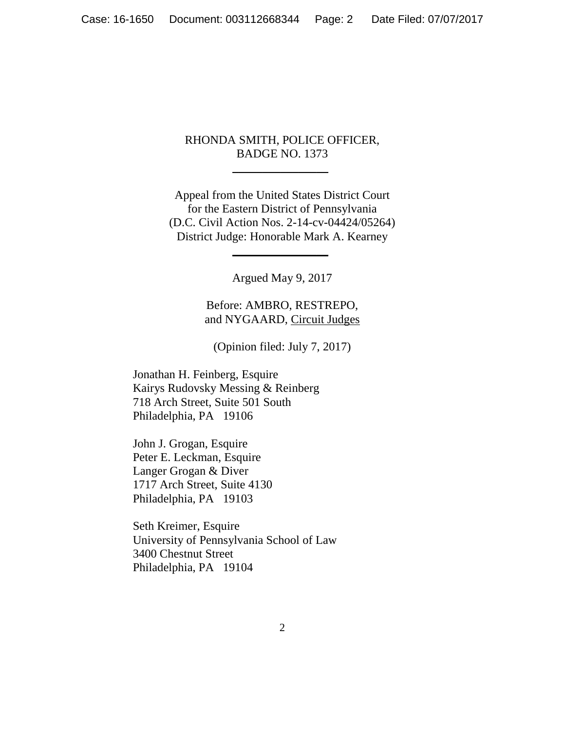RHONDA SMITH, POLICE OFFICER,
BADGE NO. 1373

---

Appeal from the United States District Court
for the Eastern District of Pennsylvania
(D.C. Civil Action Nos. 2-14-cv-04424/05264)
District Judge: Honorable Mark A. Kearney

---

Argued May 9, 2017

Before: AMBRO, RESTREPO,
and NYGAARD, Circuit Judges

(Opinion filed: July 7, 2017)

Jonathan H. Feinberg, Esquire
Kairys Rudovsky Messing & Reinberg
718 Arch Street, Suite 501 South
Philadelphia, PA 19106

John J. Grogan, Esquire
Peter E. Leckman, Esquire
Langer Grogan & Diver
1717 Arch Street, Suite 4130
Philadelphia, PA 19103

Seth Kreimer, Esquire
University of Pennsylvania School of Law
3400 Chestnut Street
Philadelphia, PA 19104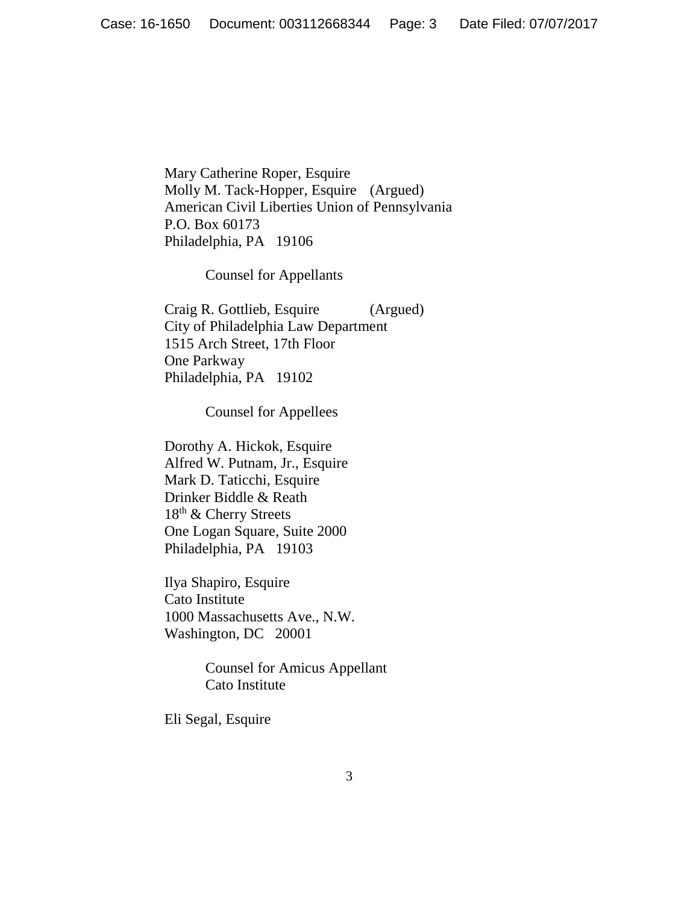Mary Catherine Roper, Esquire
Molly M. Tack-Hopper, Esquire (Argued)
American Civil Liberties Union of Pennsylvania
P.O. Box 60173
Philadelphia, PA 19106

Counsel for Appellants

Craig R. Gottlieb, Esquire (Argued)
City of Philadelphia Law Department
1515 Arch Street, 17th Floor
One Parkway
Philadelphia, PA 19102

Counsel for Appellees

Dorothy A. Hickok, Esquire
Alfred W. Putnam, Jr., Esquire
Mark D. Taticchi, Esquire
Drinker Biddle & Reath
18th & Cherry Streets
One Logan Square, Suite 2000
Philadelphia, PA 19103

Ilya Shapiro, Esquire
Cato Institute
1000 Massachusetts Ave., N.W.
Washington, DC 20001

Counsel for Amicus Appellant
Cato Institute

Eli Segal, Esquire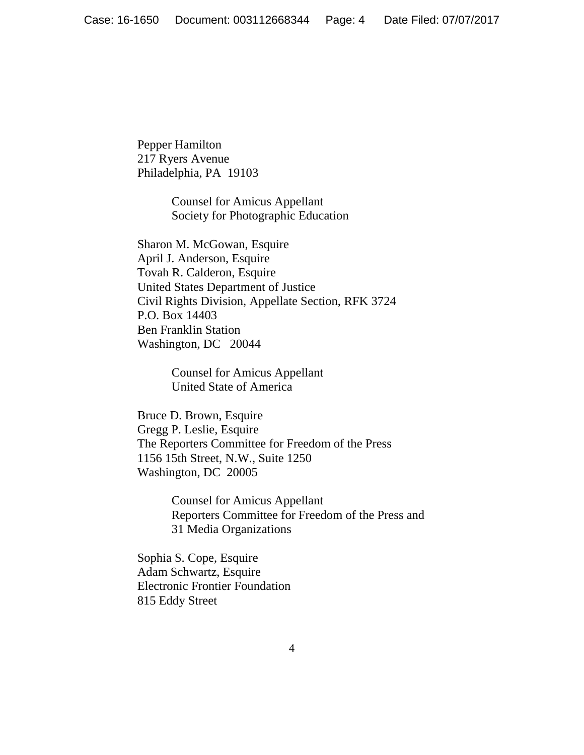Pepper Hamilton
217 Ryers Avenue
Philadelphia, PA 19103

> Counsel for Amicus Appellant
> Society for Photographic Education

Sharon M. McGowan, Esquire
April J. Anderson, Esquire
Tovah R. Calderon, Esquire
United States Department of Justice
Civil Rights Division, Appellate Section, RFK 3724
P.O. Box 14403
Ben Franklin Station
Washington, DC 20044

> Counsel for Amicus Appellant
> United State of America

Bruce D. Brown, Esquire
Gregg P. Leslie, Esquire
The Reporters Committee for Freedom of the Press
1156 15th Street, N.W., Suite 1250
Washington, DC 20005

> Counsel for Amicus Appellant
> Reporters Committee for Freedom of the Press and
> 31 Media Organizations

Sophia S. Cope, Esquire
Adam Schwartz, Esquire
Electronic Frontier Foundation
815 Eddy Street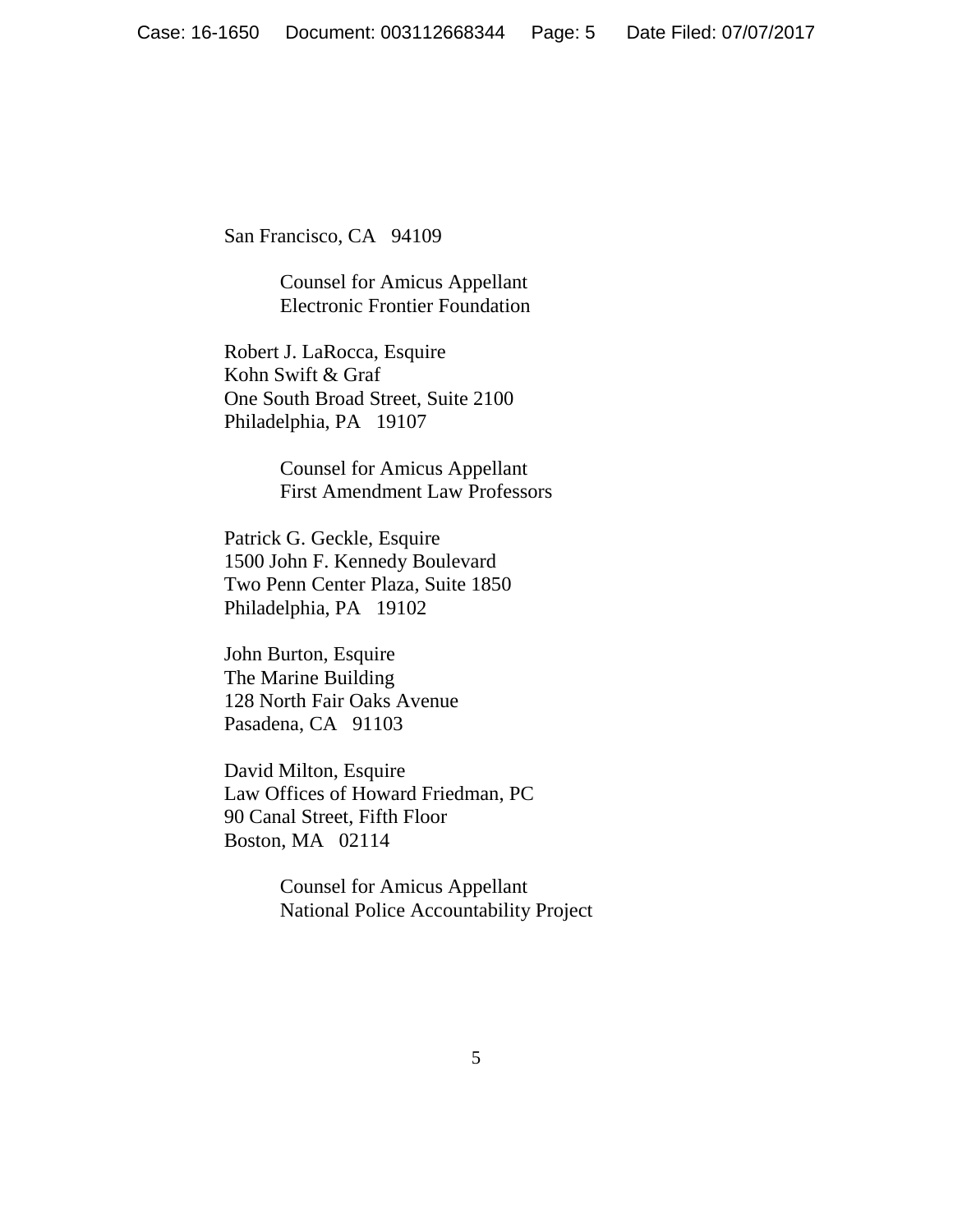San Francisco, CA 94109

Counsel for Amicus Appellant
Electronic Frontier Foundation

Robert J. LaRocca, Esquire
Kohn Swift & Graf
One South Broad Street, Suite 2100
Philadelphia, PA 19107

Counsel for Amicus Appellant
First Amendment Law Professors

Patrick G. Geckle, Esquire
1500 John F. Kennedy Boulevard
Two Penn Center Plaza, Suite 1850
Philadelphia, PA 19102

John Burton, Esquire
The Marine Building
128 North Fair Oaks Avenue
Pasadena, CA 91103

David Milton, Esquire
Law Offices of Howard Friedman, PC
90 Canal Street, Fifth Floor
Boston, MA 02114

Counsel for Amicus Appellant
National Police Accountability Project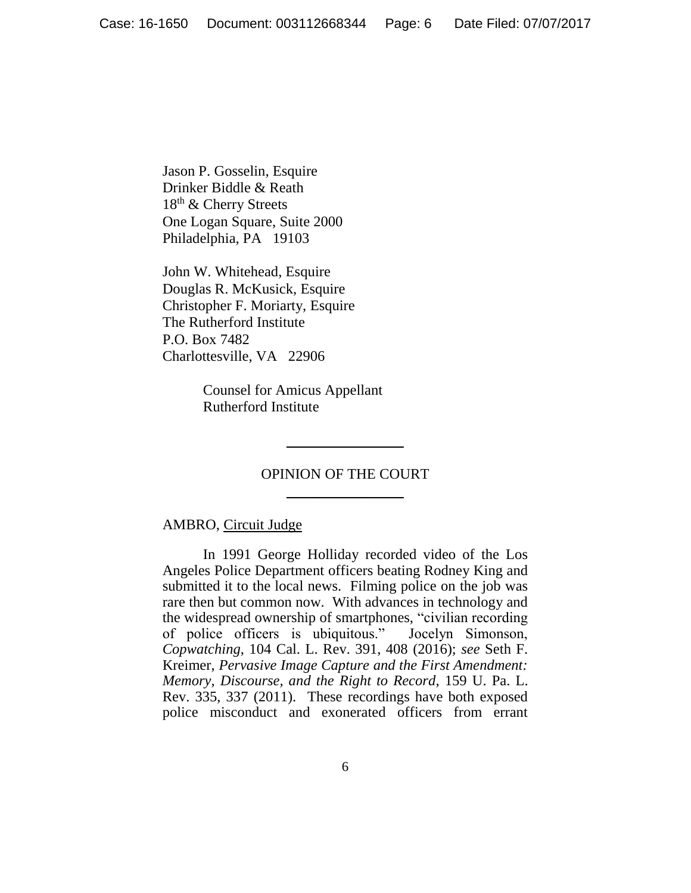Jason P. Gosselin, Esquire
Drinker Biddle & Reath
18th & Cherry Streets
One Logan Square, Suite 2000
Philadelphia, PA 19103

John W. Whitehead, Esquire
Douglas R. McKusick, Esquire
Christopher F. Moriarty, Esquire
The Rutherford Institute
P.O. Box 7482
Charlottesville, VA 22906

Counsel for Amicus Appellant
Rutherford Institute

---

OPINION OF THE COURT

---

AMBRO, Circuit Judge

In 1991 George Holliday recorded video of the Los Angeles Police Department officers beating Rodney King and submitted it to the local news. Filming police on the job was rare then but common now. With advances in technology and the widespread ownership of smartphones, "civilian recording of police officers is ubiquitous." Jocelyn Simonson, *Copwatching*, 104 Cal. L. Rev. 391, 408 (2016); *see* Seth F. Kreimer, *Pervasive Image Capture and the First Amendment: Memory, Discourse, and the Right to Record*, 159 U. Pa. L. Rev. 335, 337 (2011). These recordings have both exposed police misconduct and exonerated officers from errant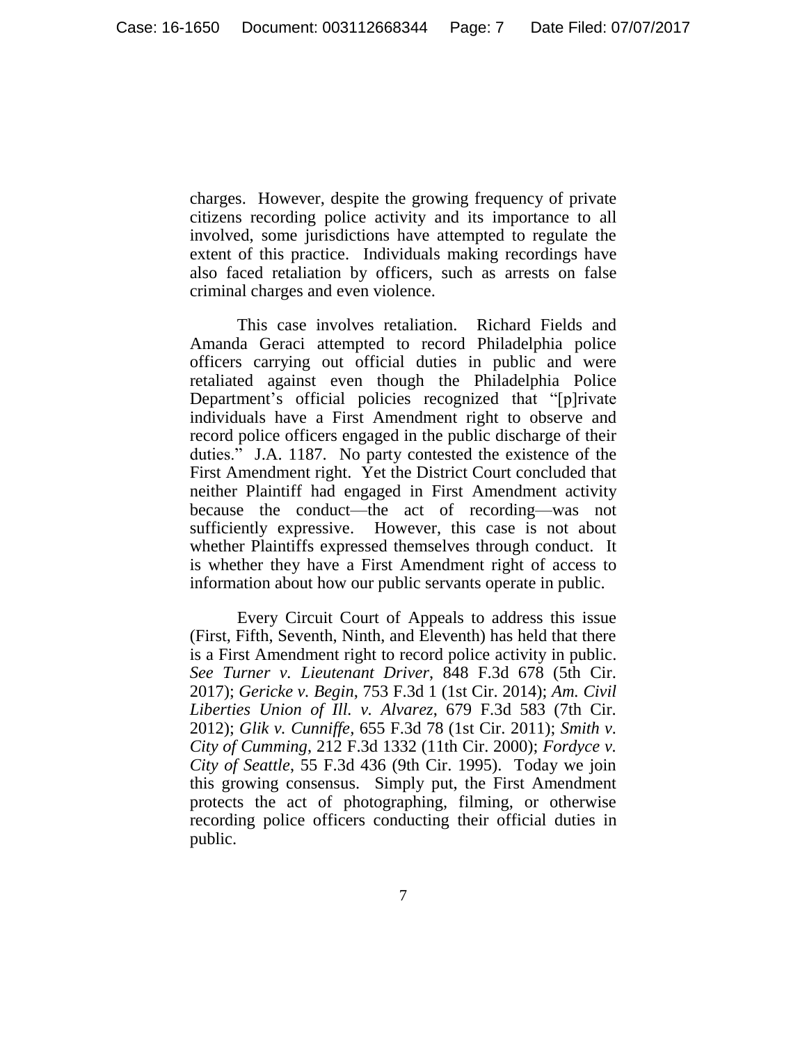charges. However, despite the growing frequency of private citizens recording police activity and its importance to all involved, some jurisdictions have attempted to regulate the extent of this practice. Individuals making recordings have also faced retaliation by officers, such as arrests on false criminal charges and even violence.

This case involves retaliation. Richard Fields and Amanda Geraci attempted to record Philadelphia police officers carrying out official duties in public and were retaliated against even though the Philadelphia Police Department's official policies recognized that "[p]rivate individuals have a First Amendment right to observe and record police officers engaged in the public discharge of their duties." J.A. 1187. No party contested the existence of the First Amendment right. Yet the District Court concluded that neither Plaintiff had engaged in First Amendment activity because the conduct—the act of recording—was not sufficiently expressive. However, this case is not about whether Plaintiffs expressed themselves through conduct. It is whether they have a First Amendment right of access to information about how our public servants operate in public.

Every Circuit Court of Appeals to address this issue (First, Fifth, Seventh, Ninth, and Eleventh) has held that there is a First Amendment right to record police activity in public. *See Turner v. Lieutenant Driver*, 848 F.3d 678 (5th Cir. 2017); *Gericke v. Begin*, 753 F.3d 1 (1st Cir. 2014); *Am. Civil Liberties Union of Ill. v. Alvarez*, 679 F.3d 583 (7th Cir. 2012); *Glik v. Cunniffe*, 655 F.3d 78 (1st Cir. 2011); *Smith v. City of Cumming*, 212 F.3d 1332 (11th Cir. 2000); *Fordyce v. City of Seattle*, 55 F.3d 436 (9th Cir. 1995). Today we join this growing consensus. Simply put, the First Amendment protects the act of photographing, filming, or otherwise recording police officers conducting their official duties in public.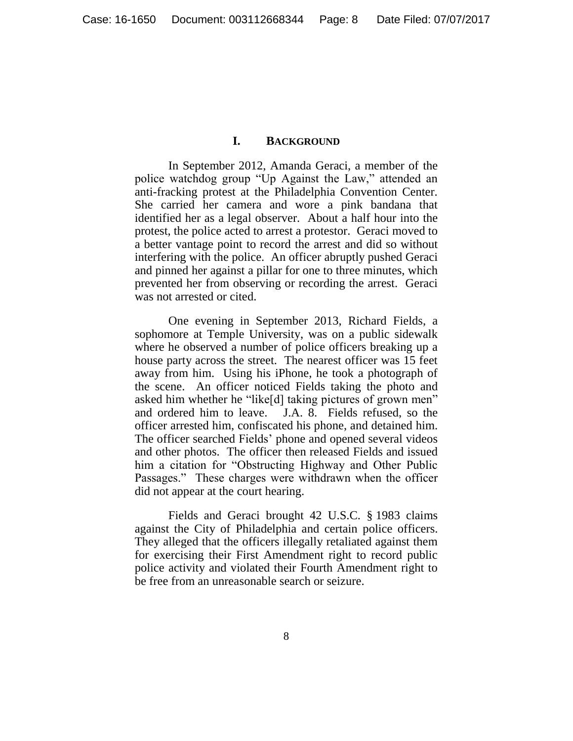## I. BACKGROUND

In September 2012, Amanda Geraci, a member of the police watchdog group "Up Against the Law," attended an anti-fracking protest at the Philadelphia Convention Center. She carried her camera and wore a pink bandana that identified her as a legal observer. About a half hour into the protest, the police acted to arrest a protestor. Geraci moved to a better vantage point to record the arrest and did so without interfering with the police. An officer abruptly pushed Geraci and pinned her against a pillar for one to three minutes, which prevented her from observing or recording the arrest. Geraci was not arrested or cited.

One evening in September 2013, Richard Fields, a sophomore at Temple University, was on a public sidewalk where he observed a number of police officers breaking up a house party across the street. The nearest officer was 15 feet away from him. Using his iPhone, he took a photograph of the scene. An officer noticed Fields taking the photo and asked him whether he "like[d] taking pictures of grown men" and ordered him to leave. J.A. 8. Fields refused, so the officer arrested him, confiscated his phone, and detained him. The officer searched Fields' phone and opened several videos and other photos. The officer then released Fields and issued him a citation for "Obstructing Highway and Other Public Passages." These charges were withdrawn when the officer did not appear at the court hearing.

Fields and Geraci brought 42 U.S.C. § 1983 claims against the City of Philadelphia and certain police officers. They alleged that the officers illegally retaliated against them for exercising their First Amendment right to record public police activity and violated their Fourth Amendment right to be free from an unreasonable search or seizure.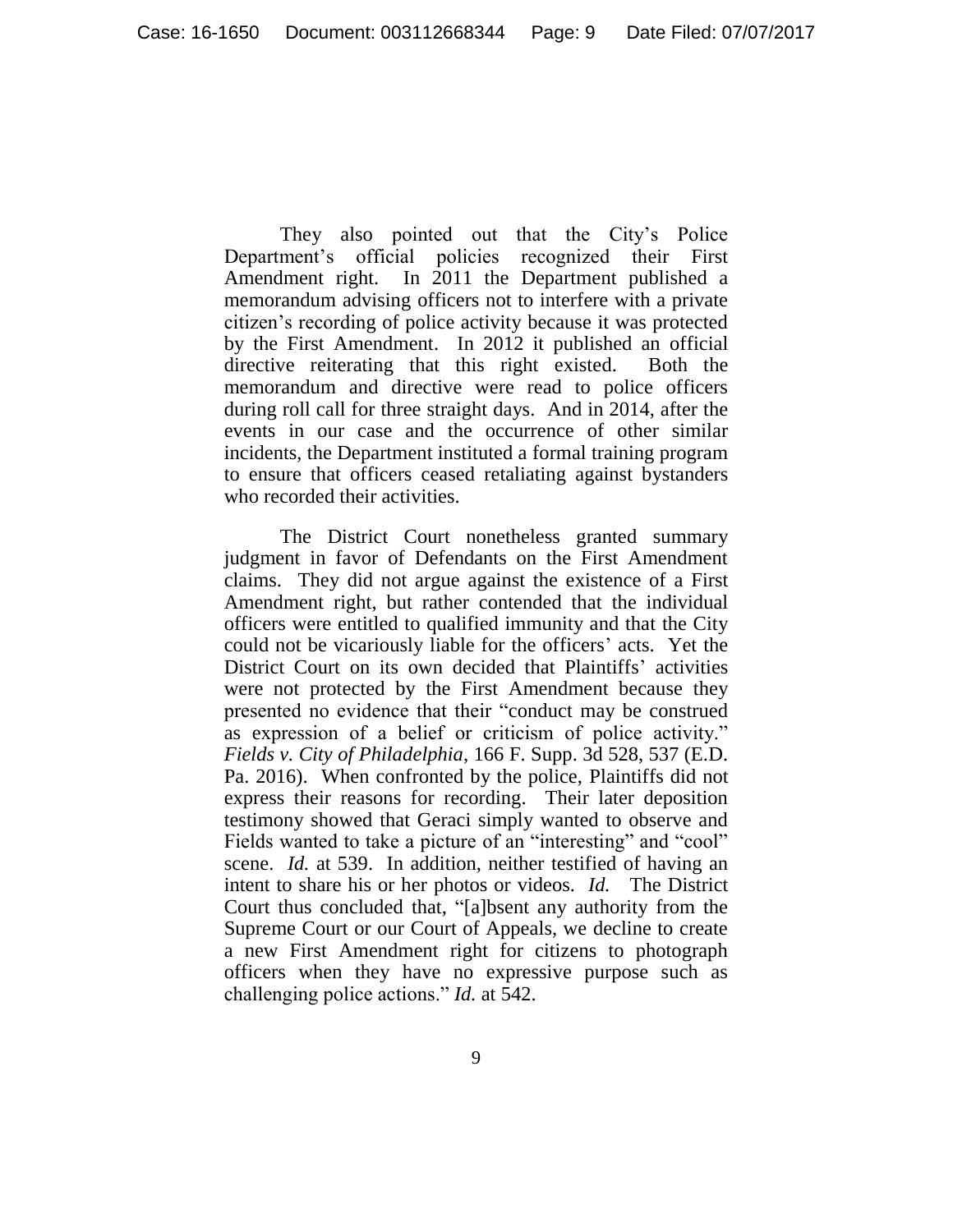They also pointed out that the City's Police Department's official policies recognized their First Amendment right. In 2011 the Department published a memorandum advising officers not to interfere with a private citizen's recording of police activity because it was protected by the First Amendment. In 2012 it published an official directive reiterating that this right existed. Both the memorandum and directive were read to police officers during roll call for three straight days. And in 2014, after the events in our case and the occurrence of other similar incidents, the Department instituted a formal training program to ensure that officers ceased retaliating against bystanders who recorded their activities.

The District Court nonetheless granted summary judgment in favor of Defendants on the First Amendment claims. They did not argue against the existence of a First Amendment right, but rather contended that the individual officers were entitled to qualified immunity and that the City could not be vicariously liable for the officers' acts. Yet the District Court on its own decided that Plaintiffs' activities were not protected by the First Amendment because they presented no evidence that their "conduct may be construed as expression of a belief or criticism of police activity." *Fields v. City of Philadelphia*, 166 F. Supp. 3d 528, 537 (E.D. Pa. 2016). When confronted by the police, Plaintiffs did not express their reasons for recording. Their later deposition testimony showed that Geraci simply wanted to observe and Fields wanted to take a picture of an "interesting" and "cool" scene. *Id.* at 539. In addition, neither testified of having an intent to share his or her photos or videos. *Id.* The District Court thus concluded that, "[a]bsent any authority from the Supreme Court or our Court of Appeals, we decline to create a new First Amendment right for citizens to photograph officers when they have no expressive purpose such as challenging police actions." *Id.* at 542.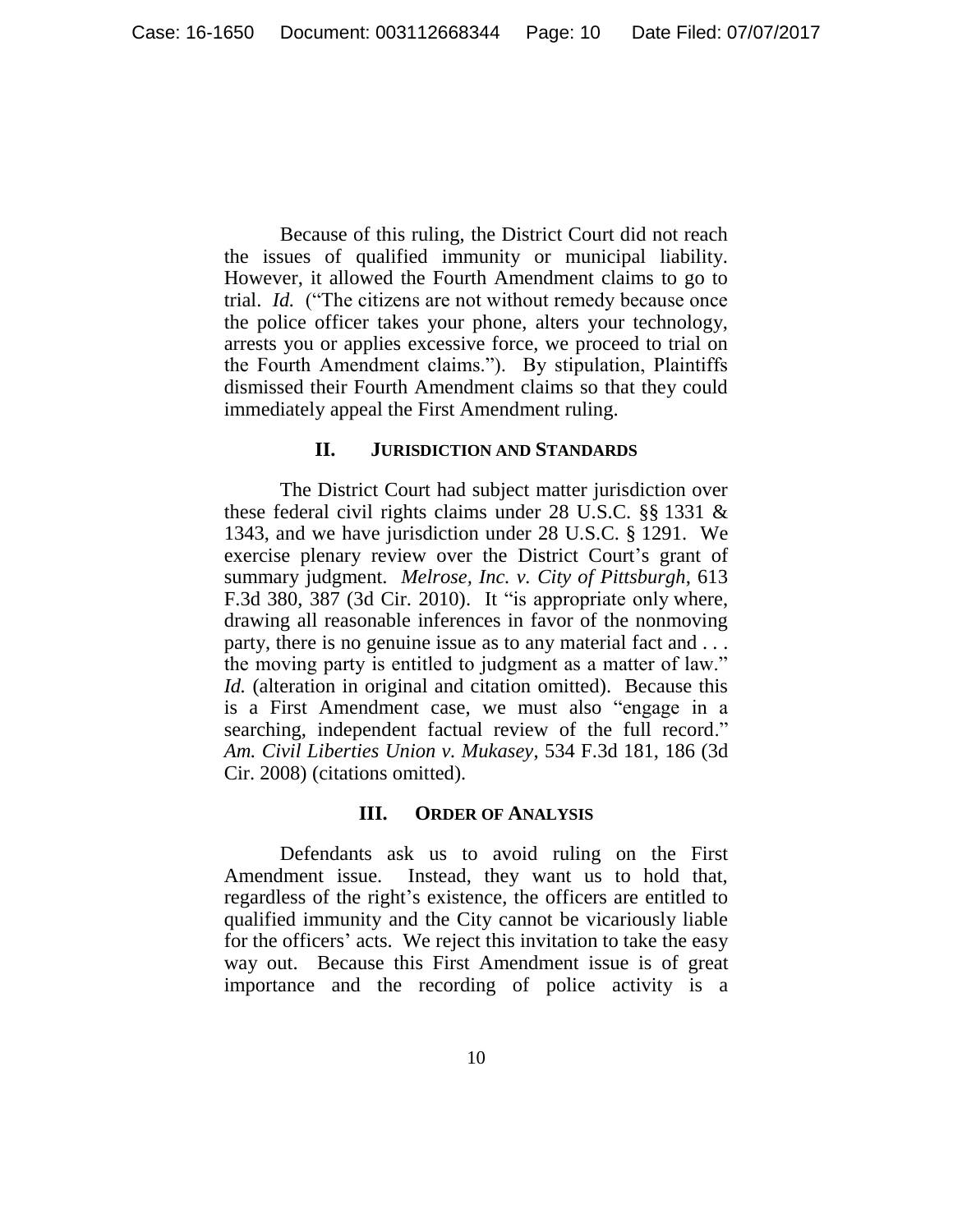Because of this ruling, the District Court did not reach the issues of qualified immunity or municipal liability. However, it allowed the Fourth Amendment claims to go to trial. *Id.* ("The citizens are not without remedy because once the police officer takes your phone, alters your technology, arrests you or applies excessive force, we proceed to trial on the Fourth Amendment claims."). By stipulation, Plaintiffs dismissed their Fourth Amendment claims so that they could immediately appeal the First Amendment ruling.

## II. JURISDICTION AND STANDARDS

The District Court had subject matter jurisdiction over these federal civil rights claims under 28 U.S.C. §§ 1331 & 1343, and we have jurisdiction under 28 U.S.C. § 1291. We exercise plenary review over the District Court's grant of summary judgment. *Melrose, Inc. v. City of Pittsburgh*, 613 F.3d 380, 387 (3d Cir. 2010). It "is appropriate only where, drawing all reasonable inferences in favor of the nonmoving party, there is no genuine issue as to any material fact and . . . the moving party is entitled to judgment as a matter of law." *Id.* (alteration in original and citation omitted). Because this is a First Amendment case, we must also "engage in a searching, independent factual review of the full record." *Am. Civil Liberties Union v. Mukasey*, 534 F.3d 181, 186 (3d Cir. 2008) (citations omitted).

## III. ORDER OF ANALYSIS

Defendants ask us to avoid ruling on the First Amendment issue. Instead, they want us to hold that, regardless of the right's existence, the officers are entitled to qualified immunity and the City cannot be vicariously liable for the officers' acts. We reject this invitation to take the easy way out. Because this First Amendment issue is of great importance and the recording of police activity is a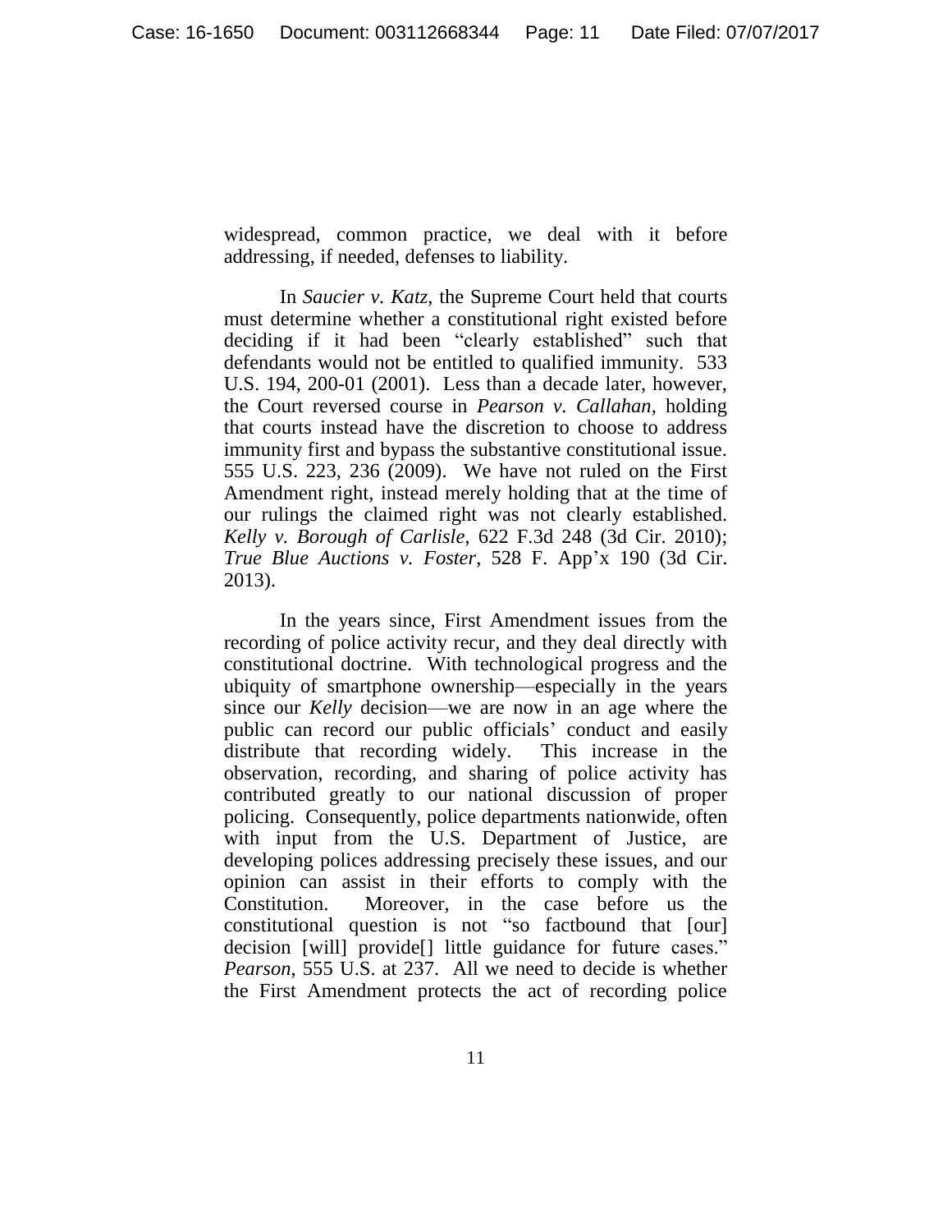widespread, common practice, we deal with it before addressing, if needed, defenses to liability.

In *Saucier v. Katz*, the Supreme Court held that courts must determine whether a constitutional right existed before deciding if it had been "clearly established" such that defendants would not be entitled to qualified immunity. 533 U.S. 194, 200-01 (2001). Less than a decade later, however, the Court reversed course in *Pearson v. Callahan*, holding that courts instead have the discretion to choose to address immunity first and bypass the substantive constitutional issue. 555 U.S. 223, 236 (2009). We have not ruled on the First Amendment right, instead merely holding that at the time of our rulings the claimed right was not clearly established. *Kelly v. Borough of Carlisle*, 622 F.3d 248 (3d Cir. 2010); *True Blue Auctions v. Foster*, 528 F. App'x 190 (3d Cir. 2013).

In the years since, First Amendment issues from the recording of police activity recur, and they deal directly with constitutional doctrine. With technological progress and the ubiquity of smartphone ownership—especially in the years since our *Kelly* decision—we are now in an age where the public can record our public officials' conduct and easily distribute that recording widely. This increase in the observation, recording, and sharing of police activity has contributed greatly to our national discussion of proper policing. Consequently, police departments nationwide, often with input from the U.S. Department of Justice, are developing polices addressing precisely these issues, and our opinion can assist in their efforts to comply with the Constitution. Moreover, in the case before us the constitutional question is not "so factbound that [our] decision [will] provide[] little guidance for future cases." *Pearson*, 555 U.S. at 237. All we need to decide is whether the First Amendment protects the act of recording police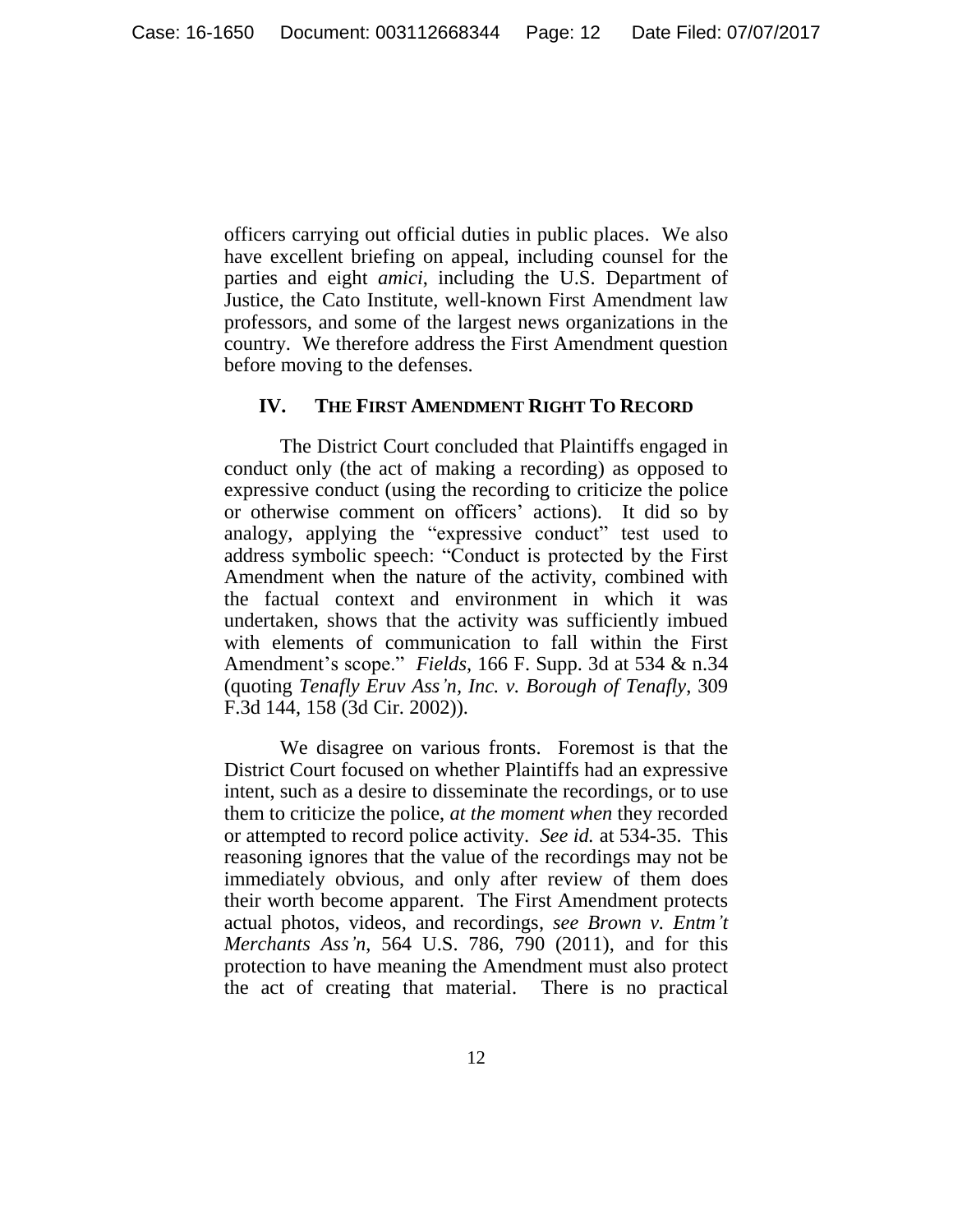officers carrying out official duties in public places. We also have excellent briefing on appeal, including counsel for the parties and eight *amici*, including the U.S. Department of Justice, the Cato Institute, well-known First Amendment law professors, and some of the largest news organizations in the country. We therefore address the First Amendment question before moving to the defenses.

## IV. THE FIRST AMENDMENT RIGHT TO RECORD

The District Court concluded that Plaintiffs engaged in conduct only (the act of making a recording) as opposed to expressive conduct (using the recording to criticize the police or otherwise comment on officers' actions). It did so by analogy, applying the "expressive conduct" test used to address symbolic speech: "Conduct is protected by the First Amendment when the nature of the activity, combined with the factual context and environment in which it was undertaken, shows that the activity was sufficiently imbued with elements of communication to fall within the First Amendment's scope." *Fields*, 166 F. Supp. 3d at 534 & n.34 (quoting *Tenafly Eruv Ass'n, Inc. v. Borough of Tenafly*, 309 F.3d 144, 158 (3d Cir. 2002)).

We disagree on various fronts. Foremost is that the District Court focused on whether Plaintiffs had an expressive intent, such as a desire to disseminate the recordings, or to use them to criticize the police, *at the moment when* they recorded or attempted to record police activity. *See id.* at 534-35. This reasoning ignores that the value of the recordings may not be immediately obvious, and only after review of them does their worth become apparent. The First Amendment protects actual photos, videos, and recordings, *see Brown v. Entm't Merchants Ass'n*, 564 U.S. 786, 790 (2011), and for this protection to have meaning the Amendment must also protect the act of creating that material. There is no practical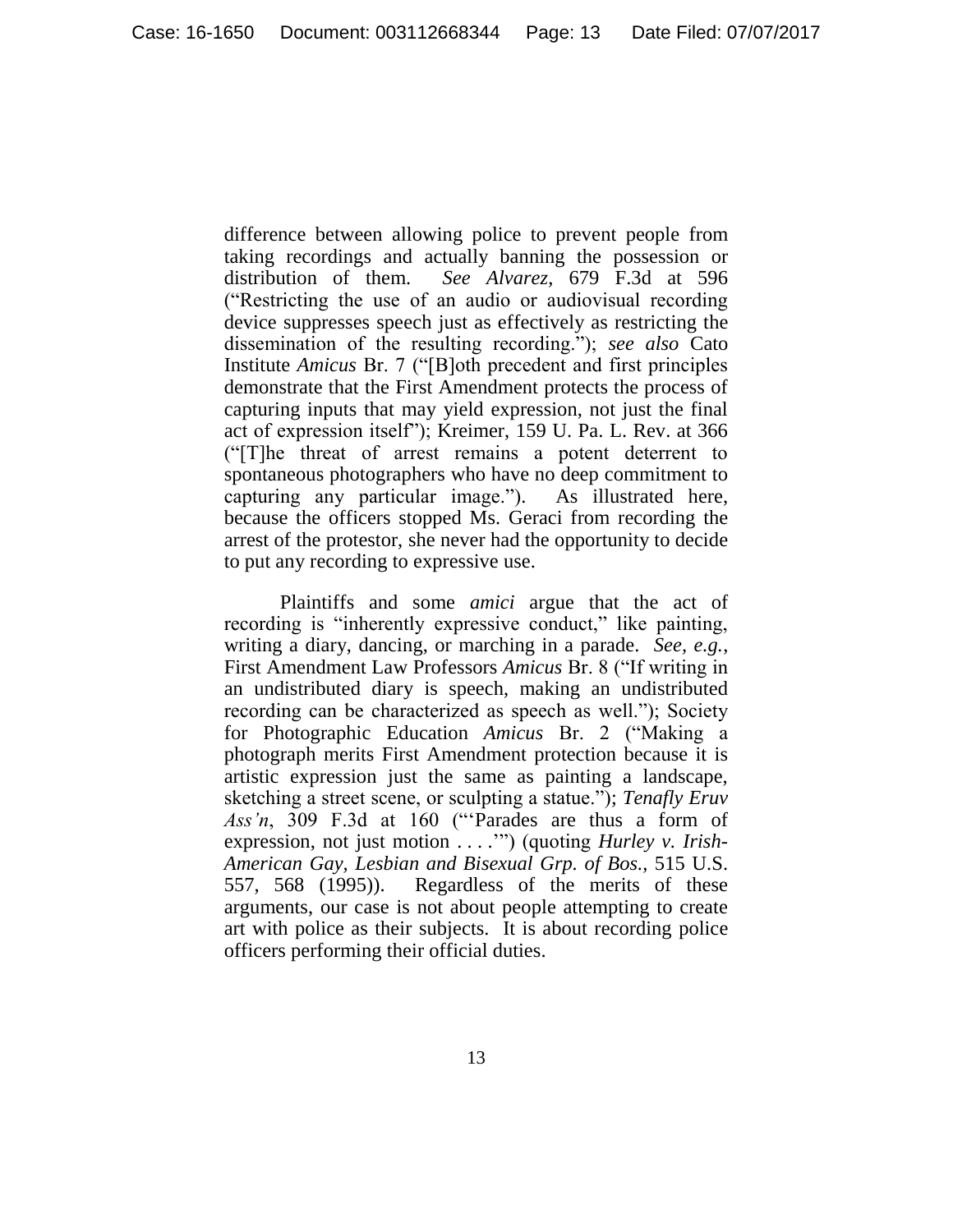difference between allowing police to prevent people from taking recordings and actually banning the possession or distribution of them. *See Alvarez*, 679 F.3d at 596 ("Restricting the use of an audio or audiovisual recording device suppresses speech just as effectively as restricting the dissemination of the resulting recording."); *see also* Cato Institute *Amicus* Br. 7 ("[B]oth precedent and first principles demonstrate that the First Amendment protects the process of capturing inputs that may yield expression, not just the final act of expression itself"); Kreimer, 159 U. Pa. L. Rev. at 366 ("[T]he threat of arrest remains a potent deterrent to spontaneous photographers who have no deep commitment to capturing any particular image."). As illustrated here, because the officers stopped Ms. Geraci from recording the arrest of the protestor, she never had the opportunity to decide to put any recording to expressive use.

Plaintiffs and some *amici* argue that the act of recording is "inherently expressive conduct," like painting, writing a diary, dancing, or marching in a parade. *See, e.g.*, First Amendment Law Professors *Amicus* Br. 8 ("If writing in an undistributed diary is speech, making an undistributed recording can be characterized as speech as well."); Society for Photographic Education *Amicus* Br. 2 ("Making a photograph merits First Amendment protection because it is artistic expression just the same as painting a landscape, sketching a street scene, or sculpting a statue."); *Tenafly Eruv Ass'n*, 309 F.3d at 160 ("'Parades are thus a form of expression, not just motion . . . .'") (quoting *Hurley v. Irish-American Gay, Lesbian and Bisexual Grp. of Bos.*, 515 U.S. 557, 568 (1995)). Regardless of the merits of these arguments, our case is not about people attempting to create art with police as their subjects. It is about recording police officers performing their official duties.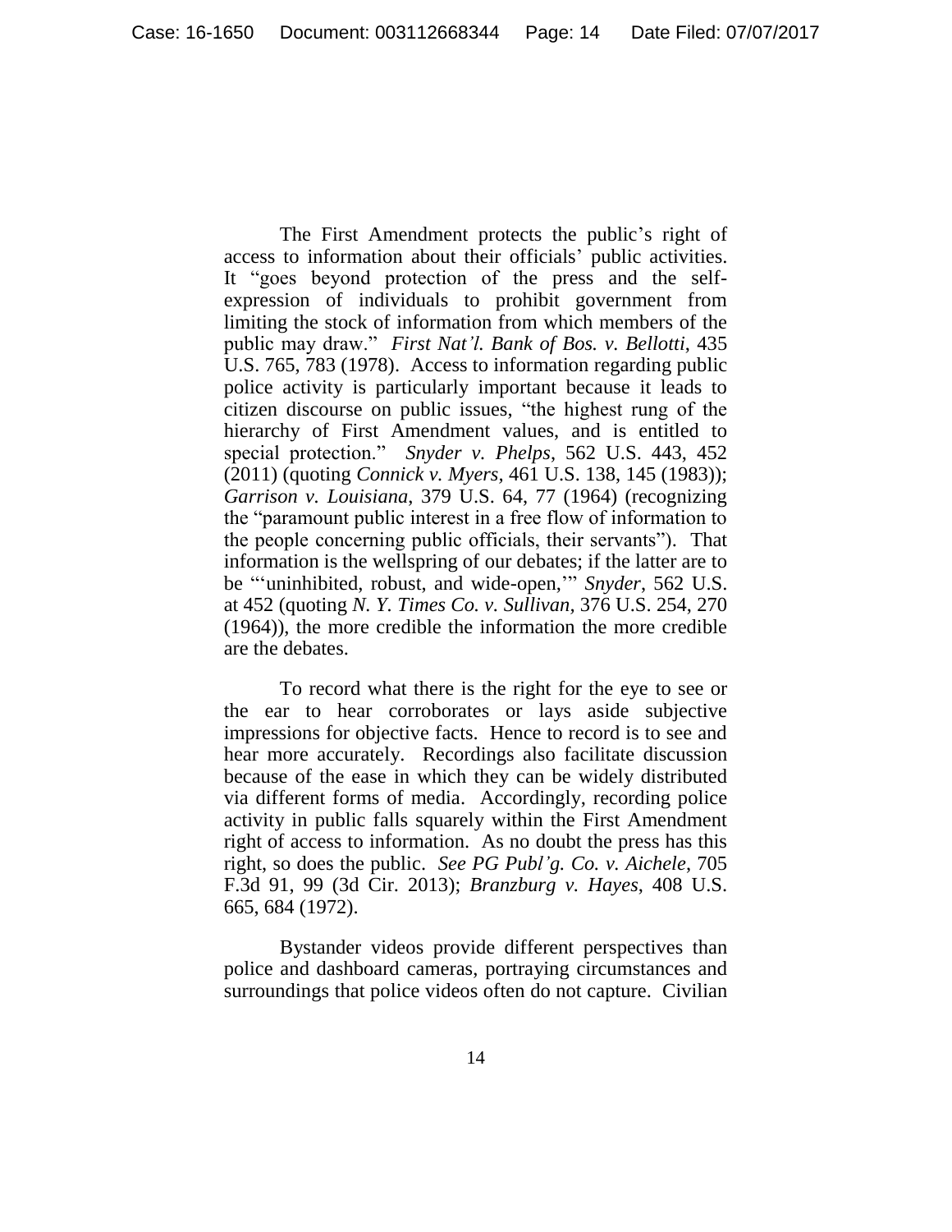The First Amendment protects the public's right of access to information about their officials' public activities. It "goes beyond protection of the press and the self-expression of individuals to prohibit government from limiting the stock of information from which members of the public may draw." *First Nat'l. Bank of Bos. v. Bellotti*, 435 U.S. 765, 783 (1978). Access to information regarding public police activity is particularly important because it leads to citizen discourse on public issues, "the highest rung of the hierarchy of First Amendment values, and is entitled to special protection." *Snyder v. Phelps*, 562 U.S. 443, 452 (2011) (quoting *Connick v. Myers*, 461 U.S. 138, 145 (1983)); *Garrison v. Louisiana*, 379 U.S. 64, 77 (1964) (recognizing the "paramount public interest in a free flow of information to the people concerning public officials, their servants"). That information is the wellspring of our debates; if the latter are to be "'uninhibited, robust, and wide-open,'" *Snyder*, 562 U.S. at 452 (quoting *N. Y. Times Co. v. Sullivan*, 376 U.S. 254, 270 (1964)), the more credible the information the more credible are the debates.

To record what there is the right for the eye to see or the ear to hear corroborates or lays aside subjective impressions for objective facts. Hence to record is to see and hear more accurately. Recordings also facilitate discussion because of the ease in which they can be widely distributed via different forms of media. Accordingly, recording police activity in public falls squarely within the First Amendment right of access to information. As no doubt the press has this right, so does the public. *See PG Publ'g. Co. v. Aichele*, 705 F.3d 91, 99 (3d Cir. 2013); *Branzburg v. Hayes*, 408 U.S. 665, 684 (1972).

Bystander videos provide different perspectives than police and dashboard cameras, portraying circumstances and surroundings that police videos often do not capture. Civilian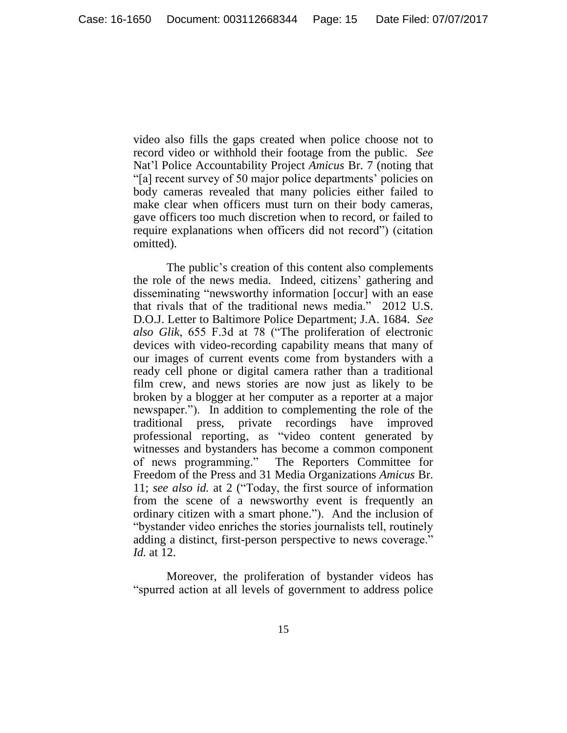video also fills the gaps created when police choose not to record video or withhold their footage from the public. *See* Nat'l Police Accountability Project *Amicus* Br. 7 (noting that "[a] recent survey of 50 major police departments' policies on body cameras revealed that many policies either failed to make clear when officers must turn on their body cameras, gave officers too much discretion when to record, or failed to require explanations when officers did not record") (citation omitted).

The public's creation of this content also complements the role of the news media. Indeed, citizens' gathering and disseminating "newsworthy information [occur] with an ease that rivals that of the traditional news media." 2012 U.S. D.O.J. Letter to Baltimore Police Department; J.A. 1684. *See also Glik*, 655 F.3d at 78 ("The proliferation of electronic devices with video-recording capability means that many of our images of current events come from bystanders with a ready cell phone or digital camera rather than a traditional film crew, and news stories are now just as likely to be broken by a blogger at her computer as a reporter at a major newspaper."). In addition to complementing the role of the traditional press, private recordings have improved professional reporting, as "video content generated by witnesses and bystanders has become a common component of news programming." The Reporters Committee for Freedom of the Press and 31 Media Organizations *Amicus* Br. 11; *see also id.* at 2 ("Today, the first source of information from the scene of a newsworthy event is frequently an ordinary citizen with a smart phone."). And the inclusion of "bystander video enriches the stories journalists tell, routinely adding a distinct, first-person perspective to news coverage." *Id.* at 12.

Moreover, the proliferation of bystander videos has "spurred action at all levels of government to address police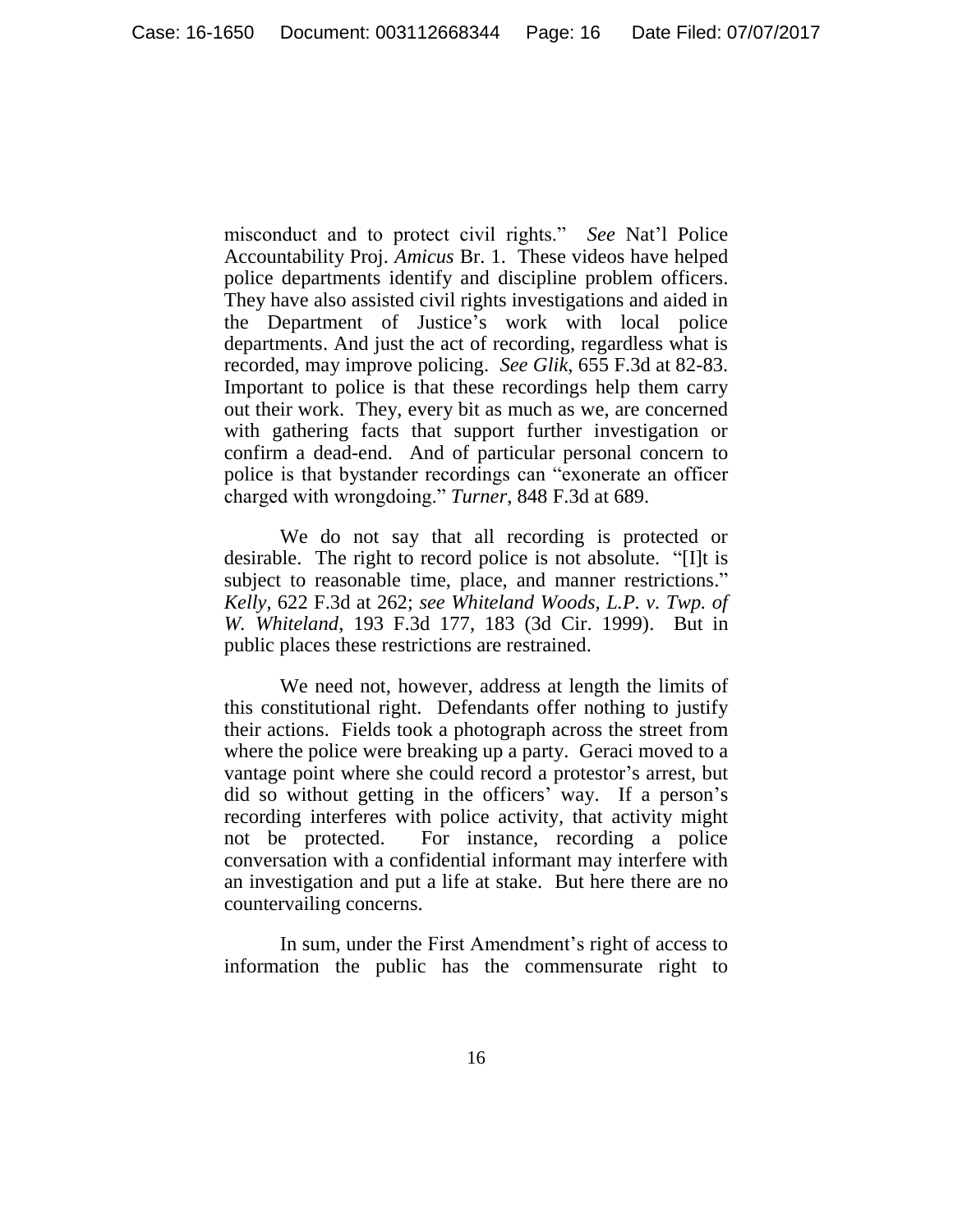misconduct and to protect civil rights." *See* Nat'l Police Accountability Proj. *Amicus* Br. 1. These videos have helped police departments identify and discipline problem officers. They have also assisted civil rights investigations and aided in the Department of Justice's work with local police departments. And just the act of recording, regardless what is recorded, may improve policing. *See Glik*, 655 F.3d at 82-83. Important to police is that these recordings help them carry out their work. They, every bit as much as we, are concerned with gathering facts that support further investigation or confirm a dead-end. And of particular personal concern to police is that bystander recordings can "exonerate an officer charged with wrongdoing." *Turner*, 848 F.3d at 689.

We do not say that all recording is protected or desirable. The right to record police is not absolute. "[I]t is subject to reasonable time, place, and manner restrictions." *Kelly*, 622 F.3d at 262; *see Whiteland Woods, L.P. v. Twp. of W. Whiteland*, 193 F.3d 177, 183 (3d Cir. 1999). But in public places these restrictions are restrained.

We need not, however, address at length the limits of this constitutional right. Defendants offer nothing to justify their actions. Fields took a photograph across the street from where the police were breaking up a party. Geraci moved to a vantage point where she could record a protestor's arrest, but did so without getting in the officers' way. If a person's recording interferes with police activity, that activity might not be protected. For instance, recording a police conversation with a confidential informant may interfere with an investigation and put a life at stake. But here there are no countervailing concerns.

In sum, under the First Amendment's right of access to information the public has the commensurate right to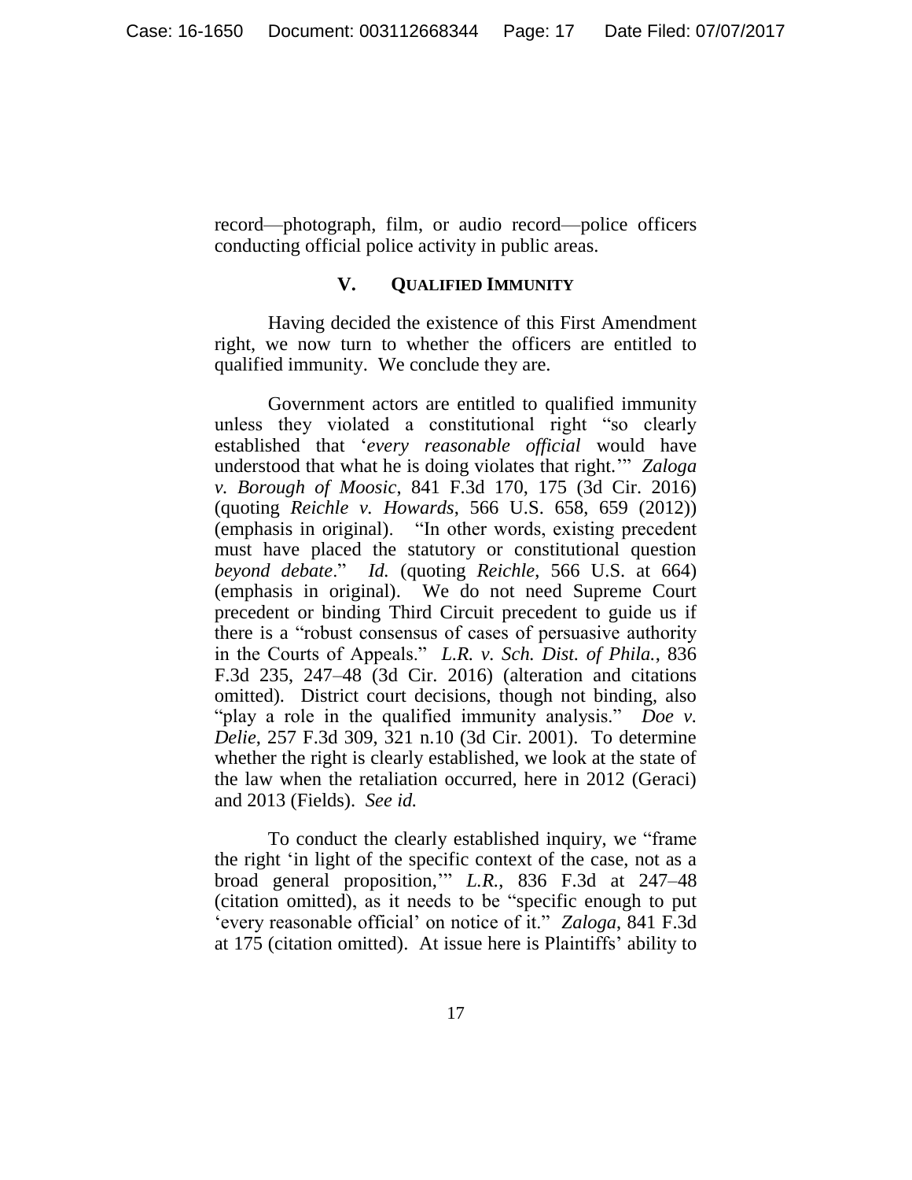record—photograph, film, or audio record—police officers conducting official police activity in public areas.

## V. QUALIFIED IMMUNITY

Having decided the existence of this First Amendment right, we now turn to whether the officers are entitled to qualified immunity. We conclude they are.

Government actors are entitled to qualified immunity unless they violated a constitutional right "so clearly established that '*every reasonable official* would have understood that what he is doing violates that right.'" *Zaloga v. Borough of Moosic*, 841 F.3d 170, 175 (3d Cir. 2016) (quoting *Reichle v. Howards*, 566 U.S. 658, 659 (2012)) (emphasis in original). "In other words, existing precedent must have placed the statutory or constitutional question *beyond debate*." *Id.* (quoting *Reichle*, 566 U.S. at 664) (emphasis in original). We do not need Supreme Court precedent or binding Third Circuit precedent to guide us if there is a "robust consensus of cases of persuasive authority in the Courts of Appeals." *L.R. v. Sch. Dist. of Phila.*, 836 F.3d 235, 247–48 (3d Cir. 2016) (alteration and citations omitted). District court decisions, though not binding, also "play a role in the qualified immunity analysis." *Doe v. Delie*, 257 F.3d 309, 321 n.10 (3d Cir. 2001). To determine whether the right is clearly established, we look at the state of the law when the retaliation occurred, here in 2012 (Geraci) and 2013 (Fields). *See id.*

To conduct the clearly established inquiry, we "frame the right 'in light of the specific context of the case, not as a broad general proposition,'" *L.R.*, 836 F.3d at 247–48 (citation omitted), as it needs to be "specific enough to put 'every reasonable official' on notice of it." *Zaloga*, 841 F.3d at 175 (citation omitted). At issue here is Plaintiffs' ability to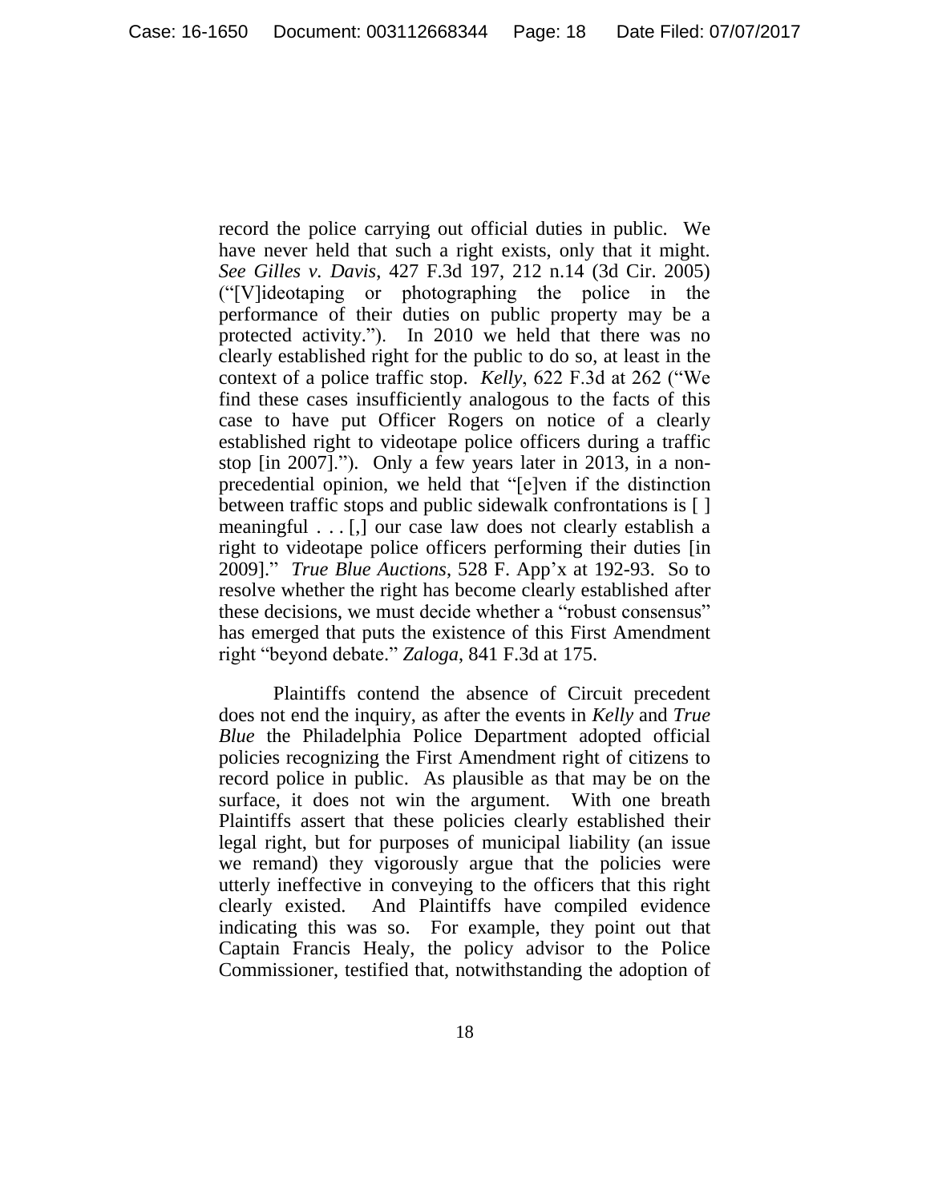record the police carrying out official duties in public. We have never held that such a right exists, only that it might. *See Gilles v. Davis*, 427 F.3d 197, 212 n.14 (3d Cir. 2005) ("[V]ideotaping or photographing the police in the performance of their duties on public property may be a protected activity."). In 2010 we held that there was no clearly established right for the public to do so, at least in the context of a police traffic stop. *Kelly*, 622 F.3d at 262 ("We find these cases insufficiently analogous to the facts of this case to have put Officer Rogers on notice of a clearly established right to videotape police officers during a traffic stop [in 2007]."). Only a few years later in 2013, in a non-precedential opinion, we held that "[e]ven if the distinction between traffic stops and public sidewalk confrontations is [ ] meaningful . . . [,] our case law does not clearly establish a right to videotape police officers performing their duties [in 2009]." *True Blue Auctions*, 528 F. App'x at 192-93. So to resolve whether the right has become clearly established after these decisions, we must decide whether a "robust consensus" has emerged that puts the existence of this First Amendment right "beyond debate." *Zaloga*, 841 F.3d at 175.

Plaintiffs contend the absence of Circuit precedent does not end the inquiry, as after the events in *Kelly* and *True Blue* the Philadelphia Police Department adopted official policies recognizing the First Amendment right of citizens to record police in public. As plausible as that may be on the surface, it does not win the argument. With one breath Plaintiffs assert that these policies clearly established their legal right, but for purposes of municipal liability (an issue we remand) they vigorously argue that the policies were utterly ineffective in conveying to the officers that this right clearly existed. And Plaintiffs have compiled evidence indicating this was so. For example, they point out that Captain Francis Healy, the policy advisor to the Police Commissioner, testified that, notwithstanding the adoption of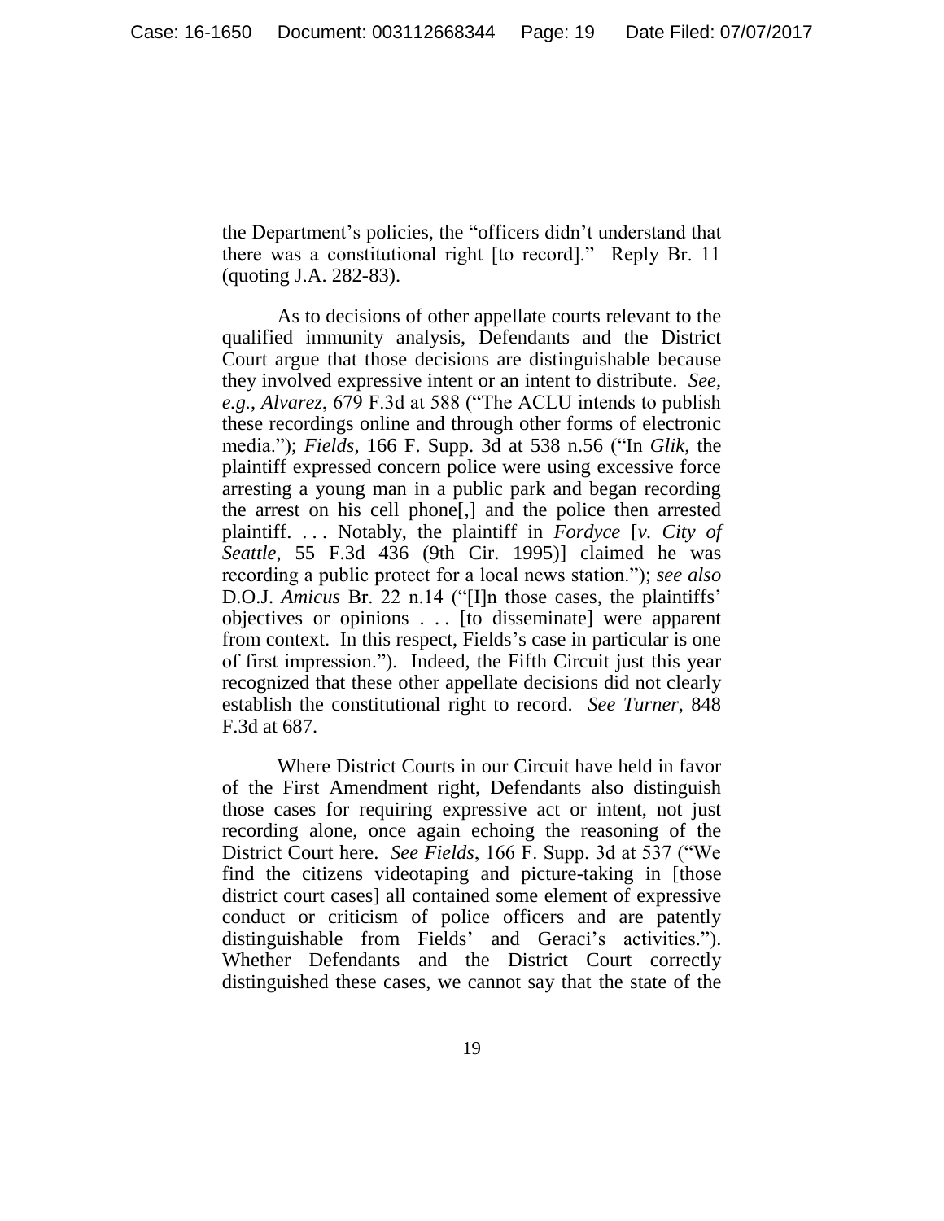the Department's policies, the "officers didn't understand that there was a constitutional right [to record]." Reply Br. 11 (quoting J.A. 282-83).

As to decisions of other appellate courts relevant to the qualified immunity analysis, Defendants and the District Court argue that those decisions are distinguishable because they involved expressive intent or an intent to distribute. *See, e.g.*, *Alvarez*, 679 F.3d at 588 ("The ACLU intends to publish these recordings online and through other forms of electronic media."); *Fields*, 166 F. Supp. 3d at 538 n.56 ("In *Glik*, the plaintiff expressed concern police were using excessive force arresting a young man in a public park and began recording the arrest on his cell phone[,] and the police then arrested plaintiff. . . . Notably, the plaintiff in *Fordyce* [*v. City of Seattle*, 55 F.3d 436 (9th Cir. 1995)] claimed he was recording a public protect for a local news station."); *see also* D.O.J. *Amicus* Br. 22 n.14 ("[I]n those cases, the plaintiffs' objectives or opinions . . . [to disseminate] were apparent from context. In this respect, Fields's case in particular is one of first impression."). Indeed, the Fifth Circuit just this year recognized that these other appellate decisions did not clearly establish the constitutional right to record. *See Turner*, 848 F.3d at 687.

Where District Courts in our Circuit have held in favor of the First Amendment right, Defendants also distinguish those cases for requiring expressive act or intent, not just recording alone, once again echoing the reasoning of the District Court here. *See Fields*, 166 F. Supp. 3d at 537 ("We find the citizens videotaping and picture-taking in [those district court cases] all contained some element of expressive conduct or criticism of police officers and are patently distinguishable from Fields' and Geraci's activities."). Whether Defendants and the District Court correctly distinguished these cases, we cannot say that the state of the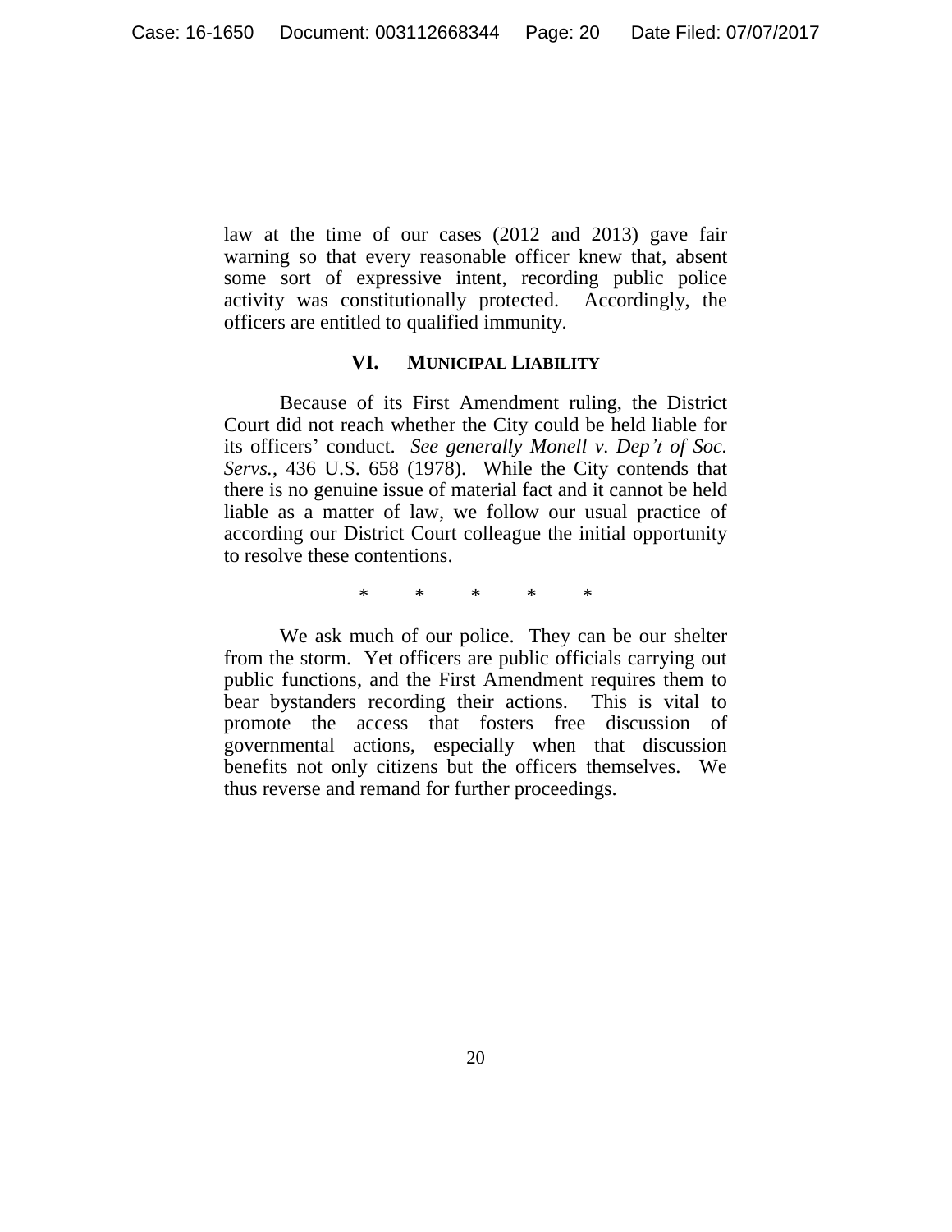law at the time of our cases (2012 and 2013) gave fair warning so that every reasonable officer knew that, absent some sort of expressive intent, recording public police activity was constitutionally protected. Accordingly, the officers are entitled to qualified immunity.

## VI. MUNICIPAL LIABILITY

Because of its First Amendment ruling, the District Court did not reach whether the City could be held liable for its officers' conduct. *See generally Monell v. Dep't of Soc. Servs.*, 436 U.S. 658 (1978). While the City contends that there is no genuine issue of material fact and it cannot be held liable as a matter of law, we follow our usual practice of according our District Court colleague the initial opportunity to resolve these contentions.

\* \* \* \* \*

We ask much of our police. They can be our shelter from the storm. Yet officers are public officials carrying out public functions, and the First Amendment requires them to bear bystanders recording their actions. This is vital to promote the access that fosters free discussion of governmental actions, especially when that discussion benefits not only citizens but the officers themselves. We thus reverse and remand for further proceedings.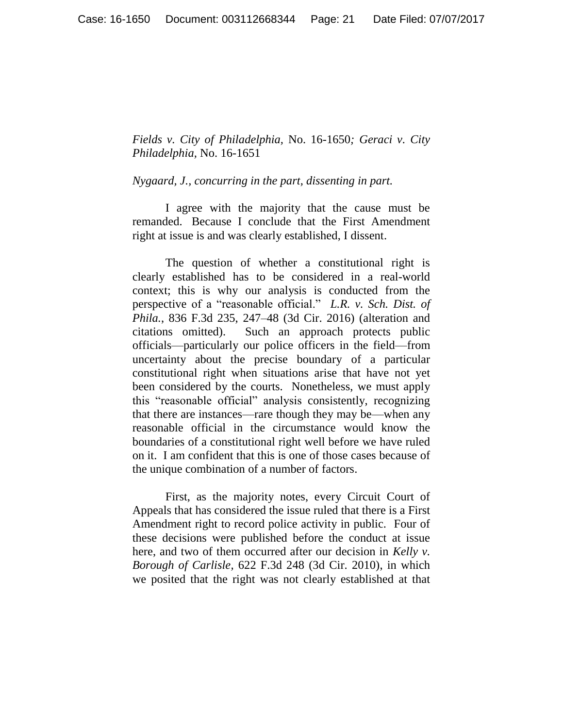*Fields v. City of Philadelphia*, No. 16-1650*; Geraci v. City Philadelphia*, No. 16-1651

*Nygaard, J., concurring in the part, dissenting in part.*

I agree with the majority that the cause must be remanded. Because I conclude that the First Amendment right at issue is and was clearly established, I dissent.

The question of whether a constitutional right is clearly established has to be considered in a real-world context; this is why our analysis is conducted from the perspective of a "reasonable official." *L.R. v. Sch. Dist. of Phila.*, 836 F.3d 235, 247–48 (3d Cir. 2016) (alteration and citations omitted). Such an approach protects public officials—particularly our police officers in the field—from uncertainty about the precise boundary of a particular constitutional right when situations arise that have not yet been considered by the courts. Nonetheless, we must apply this "reasonable official" analysis consistently, recognizing that there are instances—rare though they may be—when any reasonable official in the circumstance would know the boundaries of a constitutional right well before we have ruled on it. I am confident that this is one of those cases because of the unique combination of a number of factors.

First, as the majority notes, every Circuit Court of Appeals that has considered the issue ruled that there is a First Amendment right to record police activity in public. Four of these decisions were published before the conduct at issue here, and two of them occurred after our decision in *Kelly v. Borough of Carlisle*, 622 F.3d 248 (3d Cir. 2010), in which we posited that the right was not clearly established at that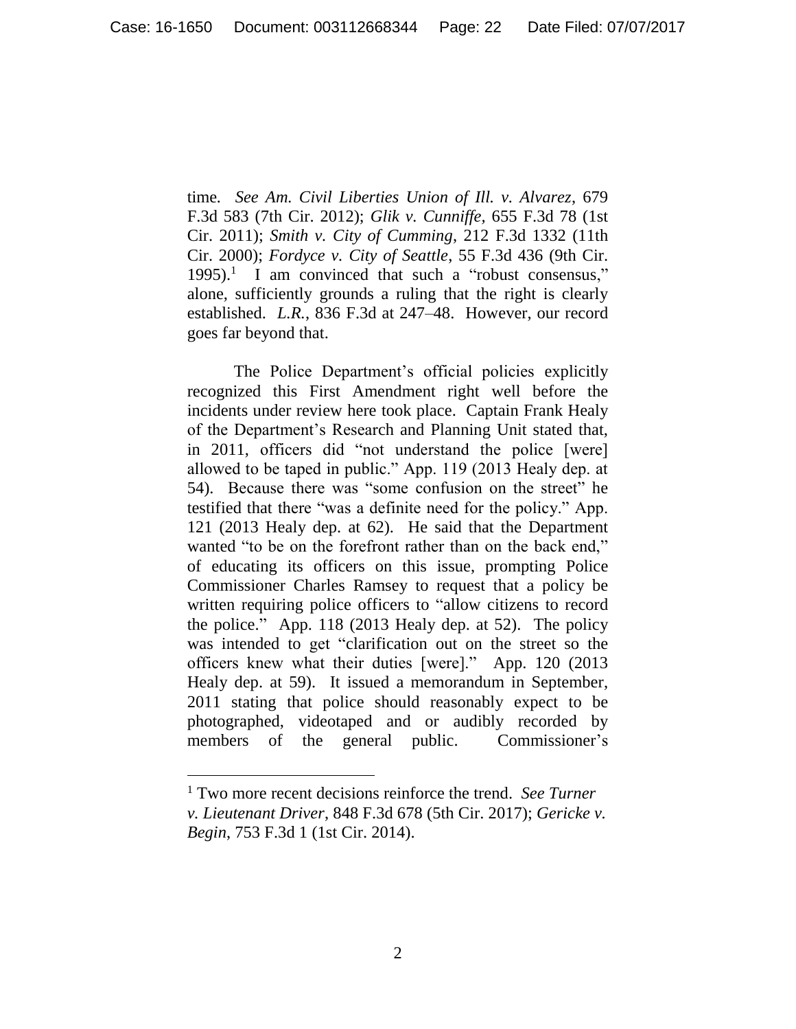time. *See Am. Civil Liberties Union of Ill. v. Alvarez*, 679 F.3d 583 (7th Cir. 2012); *Glik v. Cunniffe*, 655 F.3d 78 (1st Cir. 2011); *Smith v. City of Cumming*, 212 F.3d 1332 (11th Cir. 2000); *Fordyce v. City of Seattle*, 55 F.3d 436 (9th Cir. 1995).[1] I am convinced that such a "robust consensus," alone, sufficiently grounds a ruling that the right is clearly established. *L.R.*, 836 F.3d at 247–48. However, our record goes far beyond that.

The Police Department's official policies explicitly recognized this First Amendment right well before the incidents under review here took place. Captain Frank Healy of the Department's Research and Planning Unit stated that, in 2011, officers did "not understand the police [were] allowed to be taped in public." App. 119 (2013 Healy dep. at 54). Because there was "some confusion on the street" he testified that there "was a definite need for the policy." App. 121 (2013 Healy dep. at 62). He said that the Department wanted "to be on the forefront rather than on the back end," of educating its officers on this issue, prompting Police Commissioner Charles Ramsey to request that a policy be written requiring police officers to "allow citizens to record the police." App. 118 (2013 Healy dep. at 52). The policy was intended to get "clarification out on the street so the officers knew what their duties [were]." App. 120 (2013 Healy dep. at 59). It issued a memorandum in September, 2011 stating that police should reasonably expect to be photographed, videotaped and or audibly recorded by members of the general public. Commissioner's

[1] Two more recent decisions reinforce the trend. *See Turner v. Lieutenant Driver*, 848 F.3d 678 (5th Cir. 2017); *Gericke v. Begin*, 753 F.3d 1 (1st Cir. 2014).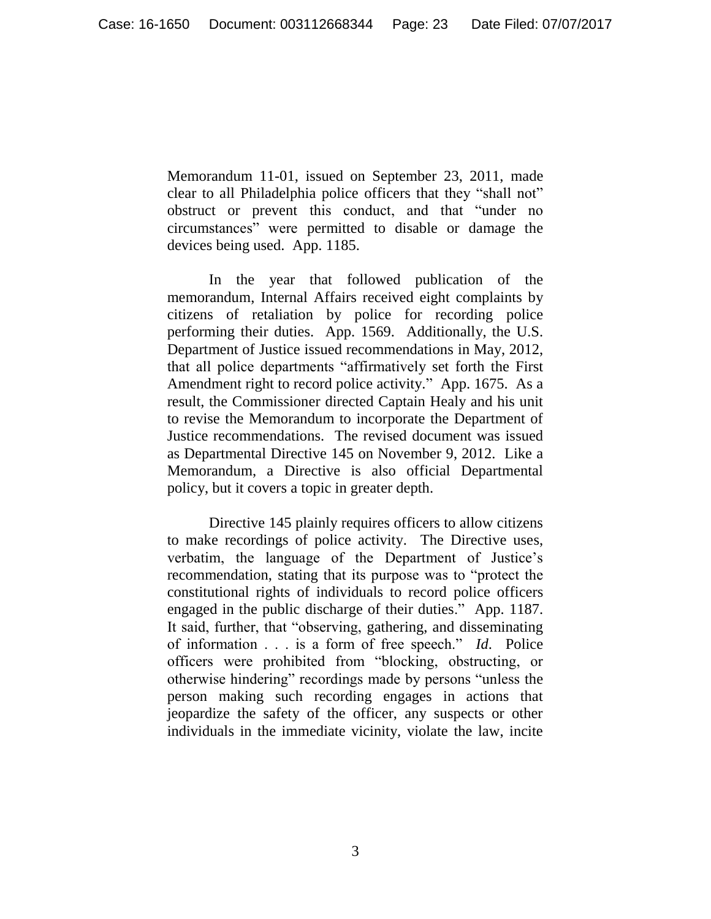Memorandum 11-01, issued on September 23, 2011, made clear to all Philadelphia police officers that they "shall not" obstruct or prevent this conduct, and that "under no circumstances" were permitted to disable or damage the devices being used. App. 1185.

In the year that followed publication of the memorandum, Internal Affairs received eight complaints by citizens of retaliation by police for recording police performing their duties. App. 1569. Additionally, the U.S. Department of Justice issued recommendations in May, 2012, that all police departments "affirmatively set forth the First Amendment right to record police activity." App. 1675. As a result, the Commissioner directed Captain Healy and his unit to revise the Memorandum to incorporate the Department of Justice recommendations. The revised document was issued as Departmental Directive 145 on November 9, 2012. Like a Memorandum, a Directive is also official Departmental policy, but it covers a topic in greater depth.

Directive 145 plainly requires officers to allow citizens to make recordings of police activity. The Directive uses, verbatim, the language of the Department of Justice's recommendation, stating that its purpose was to "protect the constitutional rights of individuals to record police officers engaged in the public discharge of their duties." App. 1187. It said, further, that "observing, gathering, and disseminating of information . . . is a form of free speech." *Id*. Police officers were prohibited from "blocking, obstructing, or otherwise hindering" recordings made by persons "unless the person making such recording engages in actions that jeopardize the safety of the officer, any suspects or other individuals in the immediate vicinity, violate the law, incite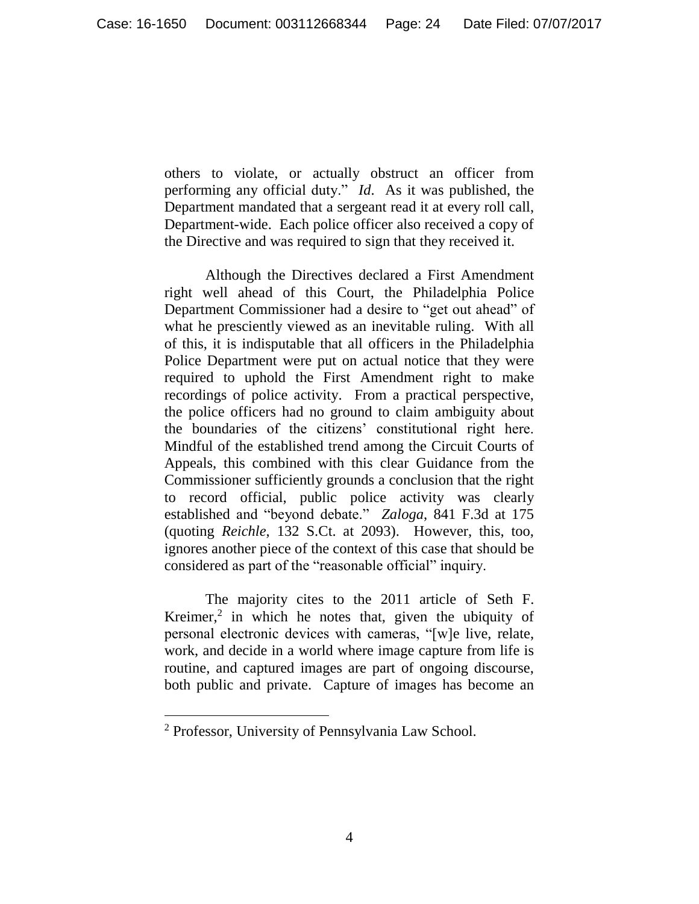others to violate, or actually obstruct an officer from performing any official duty." *Id*. As it was published, the Department mandated that a sergeant read it at every roll call, Department-wide. Each police officer also received a copy of the Directive and was required to sign that they received it.

Although the Directives declared a First Amendment right well ahead of this Court, the Philadelphia Police Department Commissioner had a desire to "get out ahead" of what he presciently viewed as an inevitable ruling. With all of this, it is indisputable that all officers in the Philadelphia Police Department were put on actual notice that they were required to uphold the First Amendment right to make recordings of police activity. From a practical perspective, the police officers had no ground to claim ambiguity about the boundaries of the citizens' constitutional right here. Mindful of the established trend among the Circuit Courts of Appeals, this combined with this clear Guidance from the Commissioner sufficiently grounds a conclusion that the right to record official, public police activity was clearly established and "beyond debate." *Zaloga*, 841 F.3d at 175 (quoting *Reichle*, 132 S.Ct. at 2093). However, this, too, ignores another piece of the context of this case that should be considered as part of the "reasonable official" inquiry.

The majority cites to the 2011 article of Seth F. Kreimer,[2] in which he notes that, given the ubiquity of personal electronic devices with cameras, "[w]e live, relate, work, and decide in a world where image capture from life is routine, and captured images are part of ongoing discourse, both public and private. Capture of images has become an

---

[2] Professor, University of Pennsylvania Law School.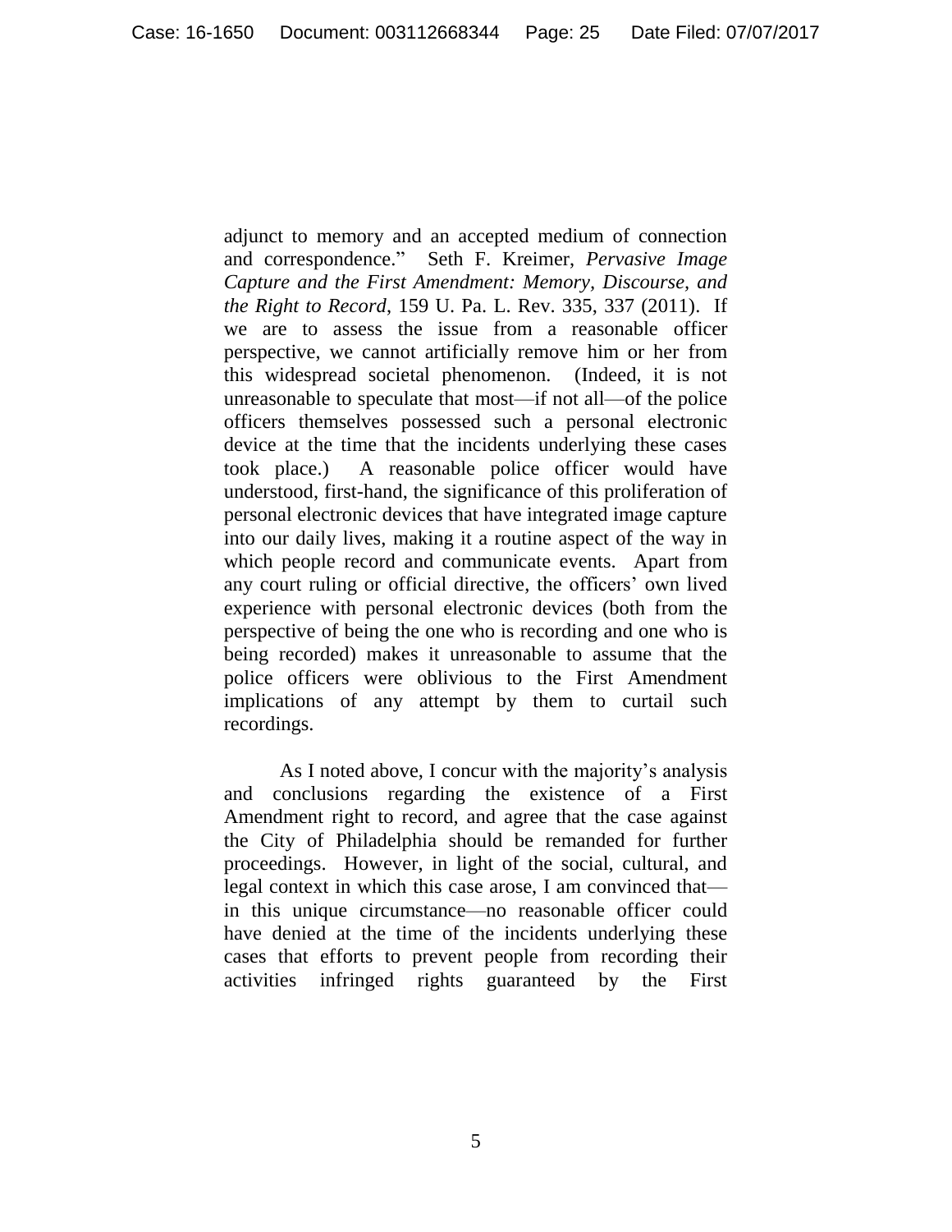adjunct to memory and an accepted medium of connection and correspondence." Seth F. Kreimer, *Pervasive Image Capture and the First Amendment: Memory, Discourse, and the Right to Record*, 159 U. Pa. L. Rev. 335, 337 (2011). If we are to assess the issue from a reasonable officer perspective, we cannot artificially remove him or her from this widespread societal phenomenon. (Indeed, it is not unreasonable to speculate that most—if not all—of the police officers themselves possessed such a personal electronic device at the time that the incidents underlying these cases took place.) A reasonable police officer would have understood, first-hand, the significance of this proliferation of personal electronic devices that have integrated image capture into our daily lives, making it a routine aspect of the way in which people record and communicate events. Apart from any court ruling or official directive, the officers' own lived experience with personal electronic devices (both from the perspective of being the one who is recording and one who is being recorded) makes it unreasonable to assume that the police officers were oblivious to the First Amendment implications of any attempt by them to curtail such recordings.

As I noted above, I concur with the majority's analysis and conclusions regarding the existence of a First Amendment right to record, and agree that the case against the City of Philadelphia should be remanded for further proceedings. However, in light of the social, cultural, and legal context in which this case arose, I am convinced that—in this unique circumstance—no reasonable officer could have denied at the time of the incidents underlying these cases that efforts to prevent people from recording their activities infringed rights guaranteed by the First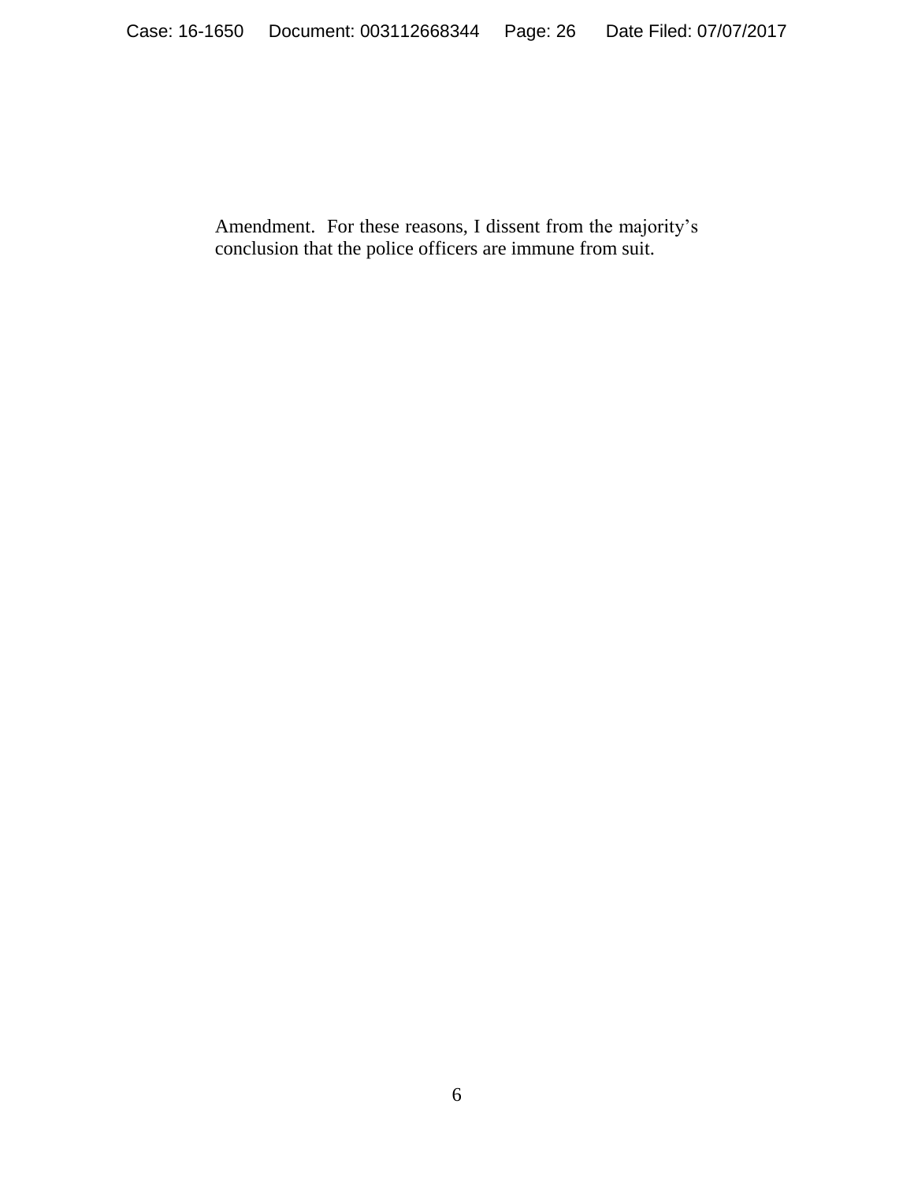Amendment. For these reasons, I dissent from the majority's conclusion that the police officers are immune from suit.